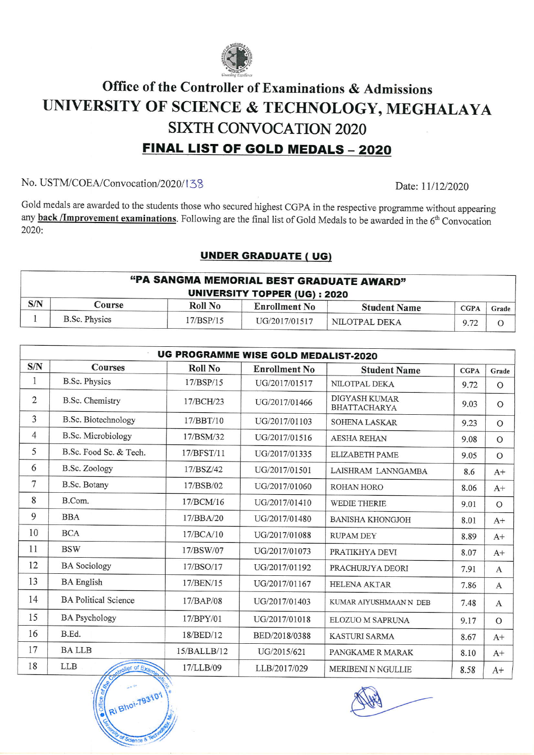# Office of the Controller of Examinations & Admissions

# UNIVERSITY OF SCIENCE & TECHNOLOGY, MEGHALAYA

## SIXTH CONVOCATION 2020

## FINAL LIST OF GOLD MEDALS – 2020

No. USTM/COEA/Convocation/2020/138

Date: 11/12/2020

Gold medals are awarded to the students those who secured highest CGPA in the respective programme without appearing any **back /Improvement examinations**. Following are the final list of Gold Medals to be awarded in the 6th Convocation 2020:

### UNDER GRADUATE ( UG)

**"PA SANGMA MEMORIAL BEST GRADUATE AWARD"**
**UNIVERSITY TOPPER (UG) : 2020**

| S/N | Course | Roll No | Enrollment No | Student Name | CGPA | Grade |
|---|---|---|---|---|---|---|
| 1 | B.Sc. Physics | 17/BSP/15 | UG/2017/01517 | NILOTPAL DEKA | 9.72 | O |

**UG PROGRAMME WISE GOLD MEDALIST-2020**

| S/N | Courses | Roll No | Enrollment No | Student Name | CGPA | Grade |
|---|---|---|---|---|---|---|
| 1 | B.Sc. Physics | 17/BSP/15 | UG/2017/01517 | NILOTPAL DEKA | 9.72 | O |
| 2 | B.Sc. Chemistry | 17/BCH/23 | UG/2017/01466 | DIGYASH KUMAR BHATTACHARYA | 9.03 | O |
| 3 | B.Sc. Biotechnology | 17/BBT/10 | UG/2017/01103 | SOHENA LASKAR | 9.23 | O |
| 4 | B.Sc. Microbiology | 17/BSM/32 | UG/2017/01516 | AESHA REHAN | 9.08 | O |
| 5 | B.Sc. Food Sc. & Tech. | 17/BFST/11 | UG/2017/01335 | ELIZABETH PAME | 9.05 | O |
| 6 | B.Sc. Zoology | 17/BSZ/42 | UG/2017/01501 | LAISHRAM LANNGAMBA | 8.6 | A+ |
| 7 | B.Sc. Botany | 17/BSB/02 | UG/2017/01060 | ROHAN HORO | 8.06 | A+ |
| 8 | B.Com. | 17/BCM/16 | UG/2017/01410 | WEDIE THERIE | 9.01 | O |
| 9 | BBA | 17/BBA/20 | UG/2017/01480 | BANISHA KHONGJOH | 8.01 | A+ |
| 10 | BCA | 17/BCA/10 | UG/2017/01088 | RUPAM DEY | 8.89 | A+ |
| 11 | BSW | 17/BSW/07 | UG/2017/01073 | PRATIKHYA DEVI | 8.07 | A+ |
| 12 | BA Sociology | 17/BSO/17 | UG/2017/01192 | PRACHURJYA DEORI | 7.91 | A |
| 13 | BA English | 17/BEN/15 | UG/2017/01167 | HELENA AKTAR | 7.86 | A |
| 14 | BA Political Science | 17/BAP/08 | UG/2017/01403 | KUMAR AIYUSHMAAN N DEB | 7.48 | A |
| 15 | BA Psychology | 17/BPY/01 | UG/2017/01018 | ELOZUO M SAPRUNA | 9.17 | O |
| 16 | B.Ed. | 18/BED/12 | BED/2018/0388 | KASTURI SARMA | 8.67 | A+ |
| 17 | BA LLB | 15/BALLB/12 | UG/2015/621 | PANGKAME R MARAK | 8.10 | A+ |
| 18 | LLB | 17/LLB/09 | LLB/2017/029 | MERIBENI N NGULLIE | 8.58 | A+ |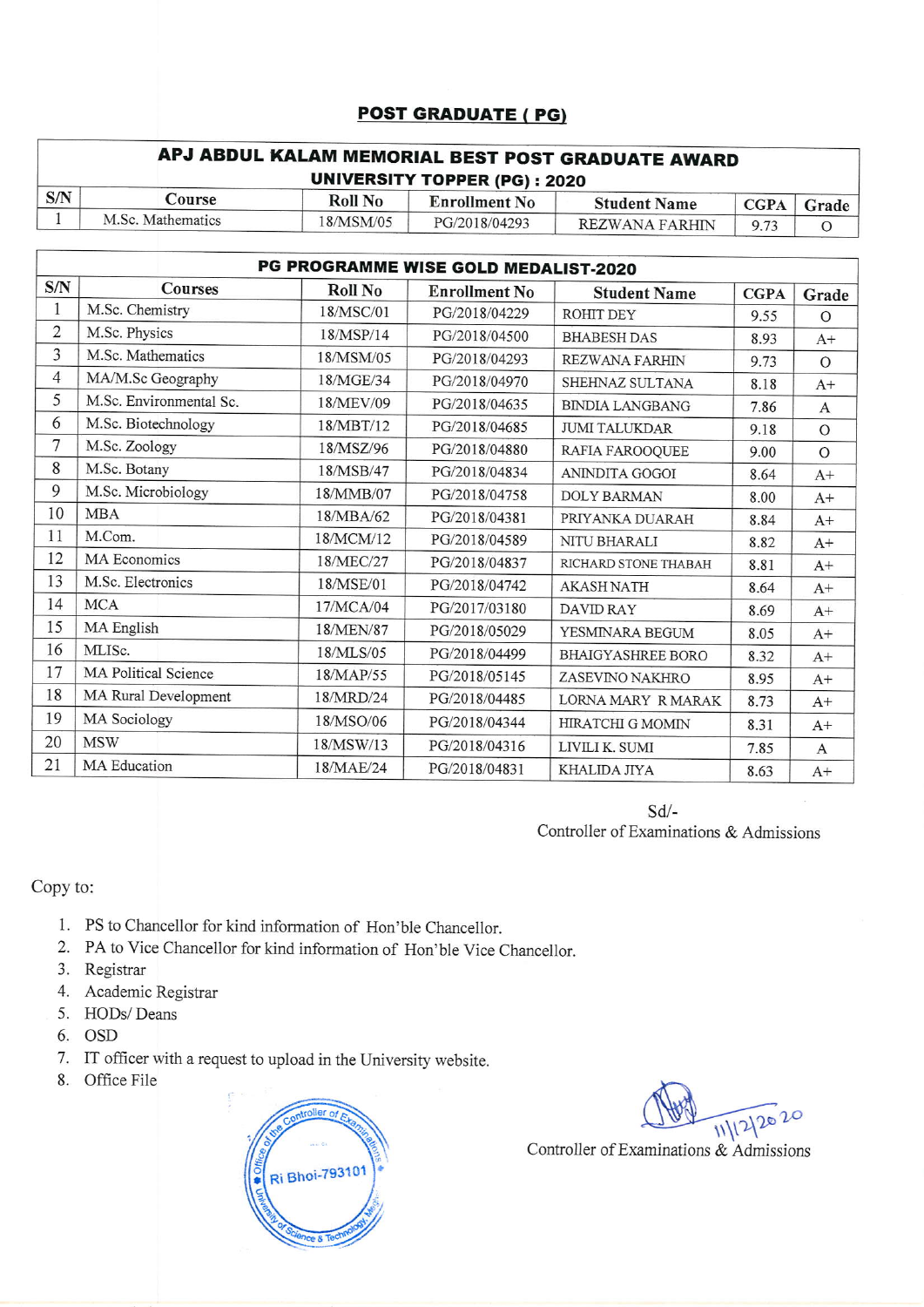## POST GRADUATE ( PG)

| APJ ABDUL KALAM MEMORIAL BEST POST GRADUATE AWARD UNIVERSITY TOPPER (PG) : 2020 | | | | | | |
|---|---|---|---|---|---|---|
| S/N | Course | Roll No | Enrollment No | Student Name | CGPA | Grade |
| 1 | M.Sc. Mathematics | 18/MSM/05 | PG/2018/04293 | REZWANA FARHIN | 9.73 | O |

| PG PROGRAMME WISE GOLD MEDALIST-2020 | | | | | | |
|---|---|---|---|---|---|---|
| S/N | Courses | Roll No | Enrollment No | Student Name | CGPA | Grade |
| 1 | M.Sc. Chemistry | 18/MSC/01 | PG/2018/04229 | ROHIT DEY | 9.55 | O |
| 2 | M.Sc. Physics | 18/MSP/14 | PG/2018/04500 | BHABESH DAS | 8.93 | A+ |
| 3 | M.Sc. Mathematics | 18/MSM/05 | PG/2018/04293 | REZWANA FARHIN | 9.73 | O |
| 4 | MA/M.Sc Geography | 18/MGE/34 | PG/2018/04970 | SHEHNAZ SULTANA | 8.18 | A+ |
| 5 | M.Sc. Environmental Sc. | 18/MEV/09 | PG/2018/04635 | BINDIA LANGBANG | 7.86 | A |
| 6 | M.Sc. Biotechnology | 18/MBT/12 | PG/2018/04685 | JUMI TALUKDAR | 9.18 | O |
| 7 | M.Sc. Zoology | 18/MSZ/96 | PG/2018/04880 | RAFIA FAROOQUEE | 9.00 | O |
| 8 | M.Sc. Botany | 18/MSB/47 | PG/2018/04834 | ANINDITA GOGOI | 8.64 | A+ |
| 9 | M.Sc. Microbiology | 18/MMB/07 | PG/2018/04758 | DOLY BARMAN | 8.00 | A+ |
| 10 | MBA | 18/MBA/62 | PG/2018/04381 | PRIYANKA DUARAH | 8.84 | A+ |
| 11 | M.Com. | 18/MCM/12 | PG/2018/04589 | NITU BHARALI | 8.82 | A+ |
| 12 | MA Economics | 18/MEC/27 | PG/2018/04837 | RICHARD STONE THABAH | 8.81 | A+ |
| 13 | M.Sc. Electronics | 18/MSE/01 | PG/2018/04742 | AKASH NATH | 8.64 | A+ |
| 14 | MCA | 17/MCA/04 | PG/2017/03180 | DAVID RAY | 8.69 | A+ |
| 15 | MA English | 18/MEN/87 | PG/2018/05029 | YESMINARA BEGUM | 8.05 | A+ |
| 16 | MLISc. | 18/MLS/05 | PG/2018/04499 | BHAIGYASHREE BORO | 8.32 | A+ |
| 17 | MA Political Science | 18/MAP/55 | PG/2018/05145 | ZASEVINO NAKHRO | 8.95 | A+ |
| 18 | MA Rural Development | 18/MRD/24 | PG/2018/04485 | LORNA MARY R MARAK | 8.73 | A+ |
| 19 | MA Sociology | 18/MSO/06 | PG/2018/04344 | HIRATCHI G MOMIN | 8.31 | A+ |
| 20 | MSW | 18/MSW/13 | PG/2018/04316 | LIVILI K. SUMI | 7.85 | A |
| 21 | MA Education | 18/MAE/24 | PG/2018/04831 | KHALIDA JIYA | 8.63 | A+ |

Sd/-
Controller of Examinations & Admissions

Copy to:

1. PS to Chancellor for kind information of Hon'ble Chancellor.
2. PA to Vice Chancellor for kind information of Hon'ble Vice Chancellor.
3. Registrar
4. Academic Registrar
5. HODs/ Deans
6. OSD
7. IT officer with a request to upload in the University website.
8. Office File

11/12/2020
Controller of Examinations & Admissions